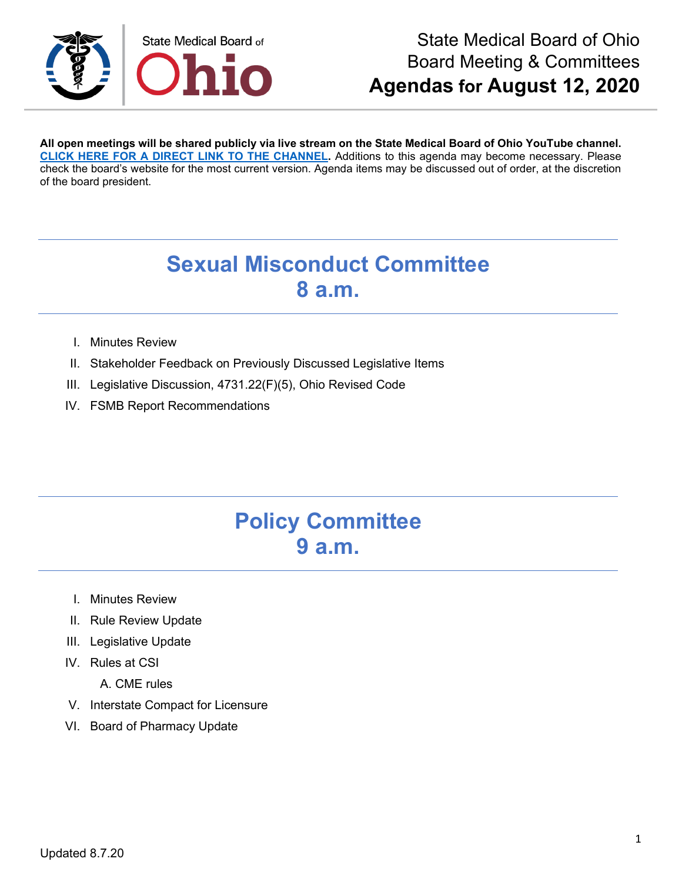State Medical Board of Ohio

# State Medical Board of Ohio
# Board Meeting & Committees
# **Agendas for August 12, 2020**

**All open meetings will be shared publicly via live stream on the State Medical Board of Ohio YouTube channel. CLICK HERE FOR A DIRECT LINK TO THE CHANNEL.** Additions to this agenda may become necessary. Please check the board's website for the most current version. Agenda items may be discussed out of order, at the discretion of the board president.

## Sexual Misconduct Committee
## 8 a.m.

I. Minutes Review
II. Stakeholder Feedback on Previously Discussed Legislative Items
III. Legislative Discussion, 4731.22(F)(5), Ohio Revised Code
IV. FSMB Report Recommendations

## Policy Committee
## 9 a.m.

I. Minutes Review
II. Rule Review Update
III. Legislative Update
IV. Rules at CSI
    A. CME rules
V. Interstate Compact for Licensure
VI. Board of Pharmacy Update

Updated 8.7.20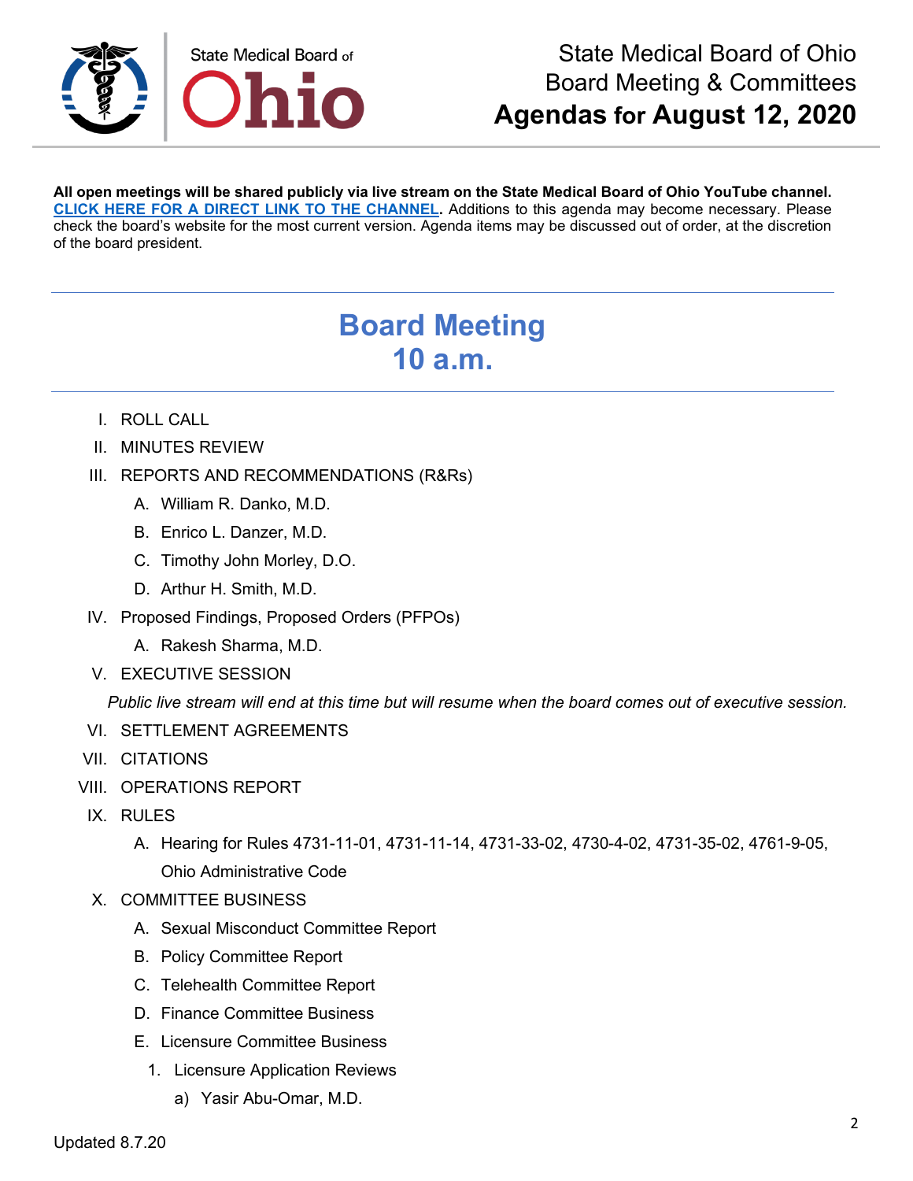State Medical Board of Ohio
Board Meeting & Committees
**Agendas for August 12, 2020**

**All open meetings will be shared publicly via live stream on the State Medical Board of Ohio YouTube channel. CLICK HERE FOR A DIRECT LINK TO THE CHANNEL.** Additions to this agenda may become necessary. Please check the board's website for the most current version. Agenda items may be discussed out of order, at the discretion of the board president.

---

## Board Meeting
## 10 a.m.

---

I. ROLL CALL

II. MINUTES REVIEW

III. REPORTS AND RECOMMENDATIONS (R&Rs)

   A. William R. Danko, M.D.

   B. Enrico L. Danzer, M.D.

   C. Timothy John Morley, D.O.

   D. Arthur H. Smith, M.D.

IV. Proposed Findings, Proposed Orders (PFPOs)

   A. Rakesh Sharma, M.D.

V. EXECUTIVE SESSION

   *Public live stream will end at this time but will resume when the board comes out of executive session.*

VI. SETTLEMENT AGREEMENTS

VII. CITATIONS

VIII. OPERATIONS REPORT

IX. RULES

   A. Hearing for Rules 4731-11-01, 4731-11-14, 4731-33-02, 4730-4-02, 4731-35-02, 4761-9-05, Ohio Administrative Code

X. COMMITTEE BUSINESS

   A. Sexual Misconduct Committee Report

   B. Policy Committee Report

   C. Telehealth Committee Report

   D. Finance Committee Business

   E. Licensure Committee Business

      1. Licensure Application Reviews

         a) Yasir Abu-Omar, M.D.

Updated 8.7.20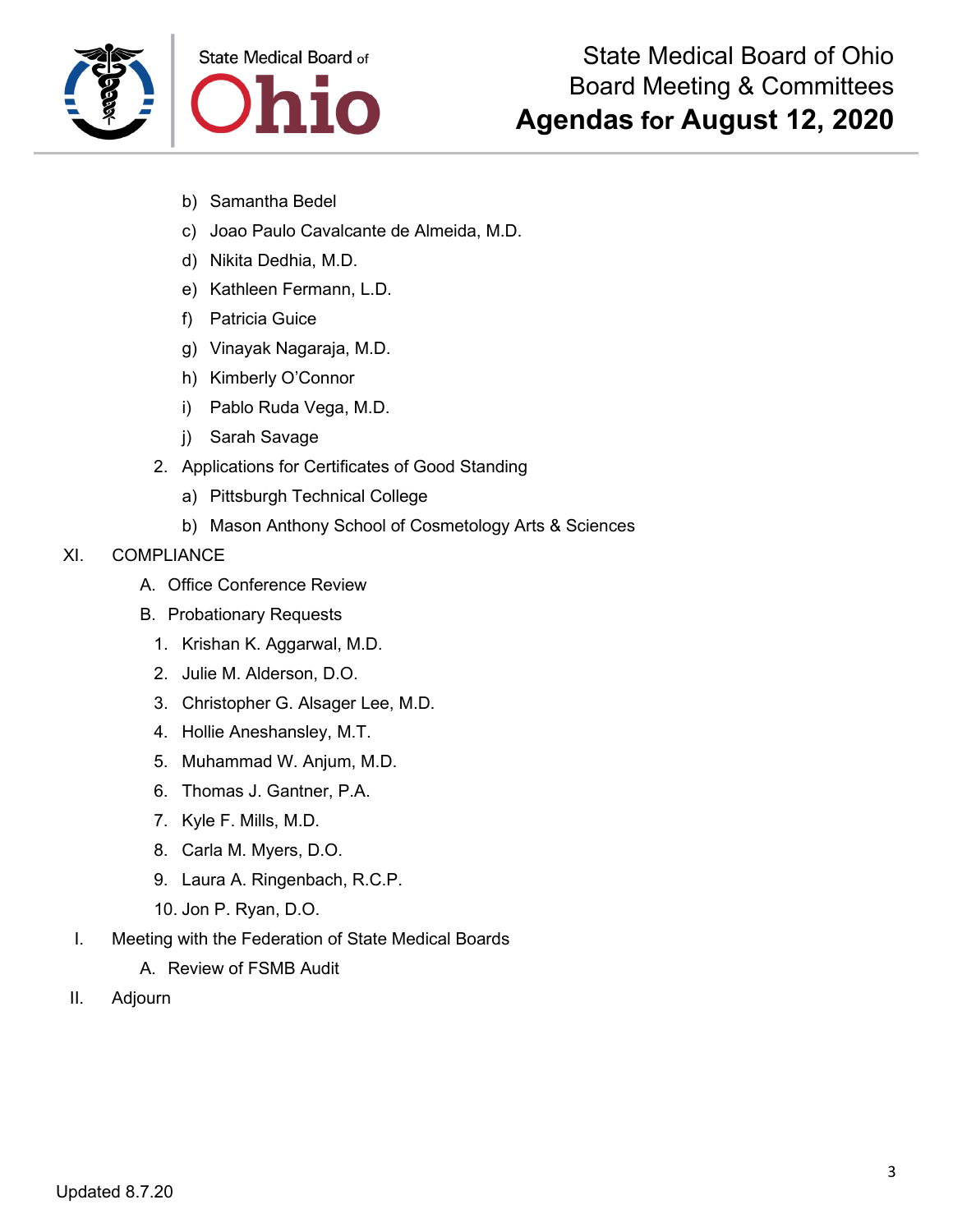b) Samantha Bedel

c) Joao Paulo Cavalcante de Almeida, M.D.

d) Nikita Dedhia, M.D.

e) Kathleen Fermann, L.D.

f) Patricia Guice

g) Vinayak Nagaraja, M.D.

h) Kimberly O'Connor

i) Pablo Ruda Vega, M.D.

j) Sarah Savage

2. Applications for Certificates of Good Standing

a) Pittsburgh Technical College

b) Mason Anthony School of Cosmetology Arts & Sciences

XI. COMPLIANCE

A. Office Conference Review

B. Probationary Requests

1. Krishan K. Aggarwal, M.D.
2. Julie M. Alderson, D.O.
3. Christopher G. Alsager Lee, M.D.
4. Hollie Aneshansley, M.T.
5. Muhammad W. Anjum, M.D.
6. Thomas J. Gantner, P.A.
7. Kyle F. Mills, M.D.
8. Carla M. Myers, D.O.
9. Laura A. Ringenbach, R.C.P.
10. Jon P. Ryan, D.O.

I. Meeting with the Federation of State Medical Boards

A. Review of FSMB Audit

II. Adjourn

Updated 8.7.20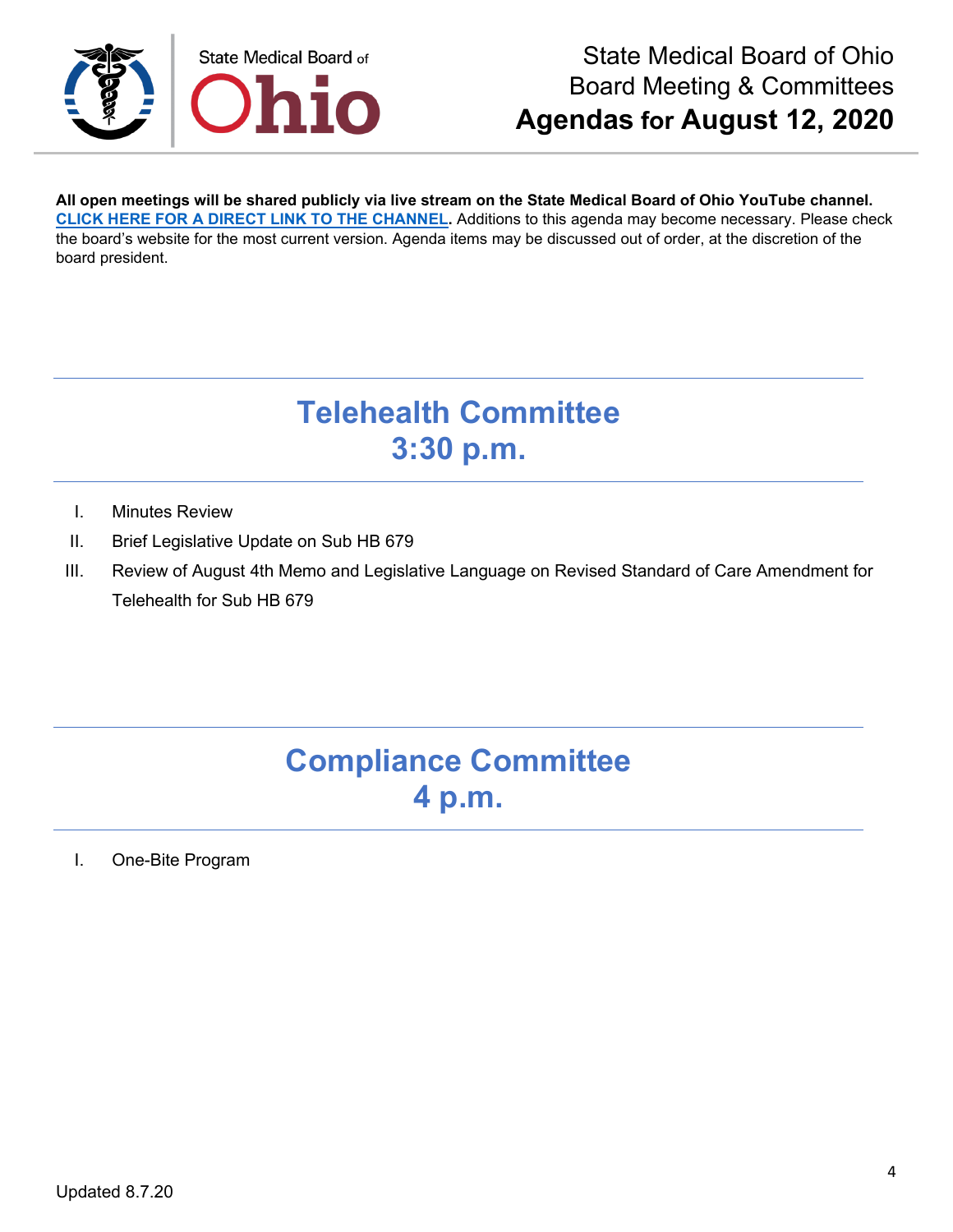State Medical Board of Ohio

# State Medical Board of Ohio Board Meeting & Committees **Agendas for August 12, 2020**

**All open meetings will be shared publicly via live stream on the State Medical Board of Ohio YouTube channel. [CLICK HERE FOR A DIRECT LINK TO THE CHANNEL](#).** Additions to this agenda may become necessary. Please check the board's website for the most current version. Agenda items may be discussed out of order, at the discretion of the board president.

## Telehealth Committee 3:30 p.m.

I. Minutes Review

II. Brief Legislative Update on Sub HB 679

III. Review of August 4th Memo and Legislative Language on Revised Standard of Care Amendment for Telehealth for Sub HB 679

## Compliance Committee 4 p.m.

I. One-Bite Program

Updated 8.7.20